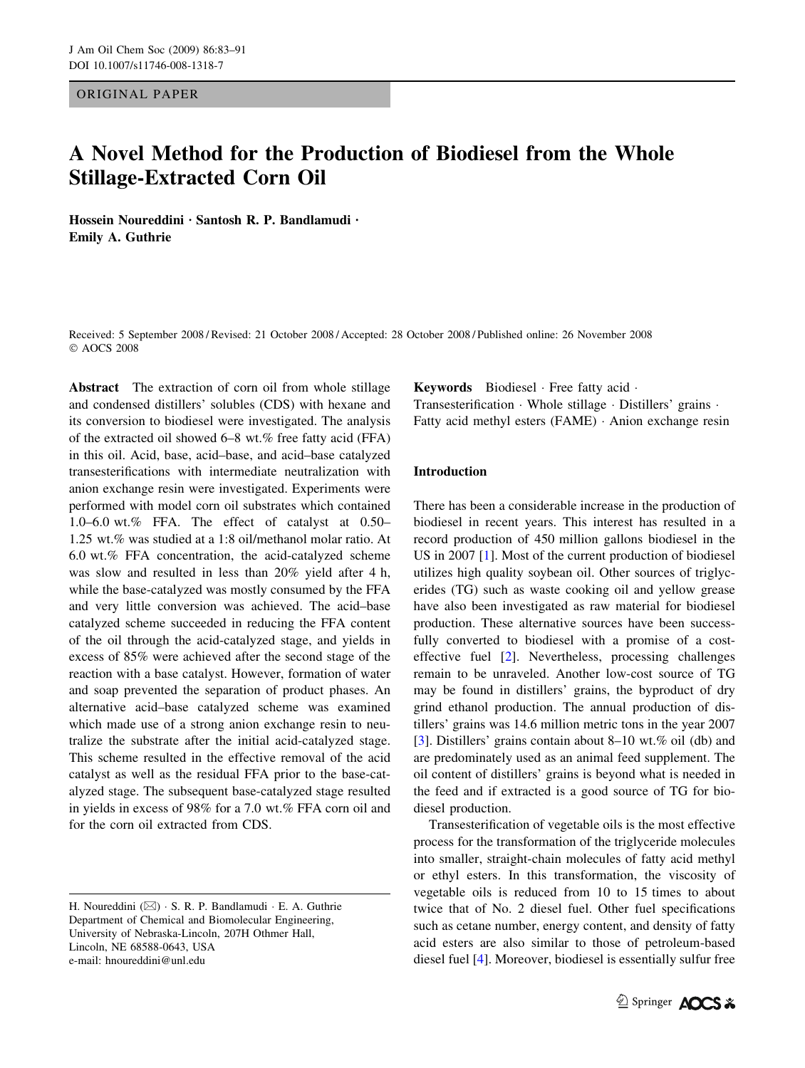ORIGINAL PAPER

# A Novel Method for the Production of Biodiesel from the Whole Stillage-Extracted Corn Oil

**Hossein Noureddini · Santosh R. P. Bandlamudi · Emily A. Guthrie**

Received: 5 September 2008 / Revised: 21 October 2008 / Accepted: 28 October 2008 / Published online: 26 November 2008
© AOCS 2008

**Abstract** The extraction of corn oil from whole stillage and condensed distillers' solubles (CDS) with hexane and its conversion to biodiesel were investigated. The analysis of the extracted oil showed 6–8 wt.% free fatty acid (FFA) in this oil. Acid, base, acid–base, and acid–base catalyzed transesterifications with intermediate neutralization with anion exchange resin were investigated. Experiments were performed with model corn oil substrates which contained 1.0–6.0 wt.% FFA. The effect of catalyst at 0.50–1.25 wt.% was studied at a 1:8 oil/methanol molar ratio. At 6.0 wt.% FFA concentration, the acid-catalyzed scheme was slow and resulted in less than 20% yield after 4 h, while the base-catalyzed was mostly consumed by the FFA and very little conversion was achieved. The acid–base catalyzed scheme succeeded in reducing the FFA content of the oil through the acid-catalyzed stage, and yields in excess of 85% were achieved after the second stage of the reaction with a base catalyst. However, formation of water and soap prevented the separation of product phases. An alternative acid–base catalyzed scheme was examined which made use of a strong anion exchange resin to neutralize the substrate after the initial acid-catalyzed stage. This scheme resulted in the effective removal of the acid catalyst as well as the residual FFA prior to the base-catalyzed stage. The subsequent base-catalyzed stage resulted in yields in excess of 98% for a 7.0 wt.% FFA corn oil and for the corn oil extracted from CDS.

**Keywords** Biodiesel · Free fatty acid · Transesterification · Whole stillage · Distillers' grains · Fatty acid methyl esters (FAME) · Anion exchange resin

## Introduction

There has been a considerable increase in the production of biodiesel in recent years. This interest has resulted in a record production of 450 million gallons biodiesel in the US in 2007 [1]. Most of the current production of biodiesel utilizes high quality soybean oil. Other sources of triglycerides (TG) such as waste cooking oil and yellow grease have also been investigated as raw material for biodiesel production. These alternative sources have been successfully converted to biodiesel with a promise of a cost-effective fuel [2]. Nevertheless, processing challenges remain to be unraveled. Another low-cost source of TG may be found in distillers' grains, the byproduct of dry grind ethanol production. The annual production of distillers' grains was 14.6 million metric tons in the year 2007 [3]. Distillers' grains contain about 8–10 wt.% oil (db) and are predominately used as an animal feed supplement. The oil content of distillers' grains is beyond what is needed in the feed and if extracted is a good source of TG for biodiesel production.

Transesterification of vegetable oils is the most effective process for the transformation of the triglyceride molecules into smaller, straight-chain molecules of fatty acid methyl or ethyl esters. In this transformation, the viscosity of vegetable oils is reduced from 10 to 15 times to about twice that of No. 2 diesel fuel. Other fuel specifications such as cetane number, energy content, and density of fatty acid esters are also similar to those of petroleum-based diesel fuel [4]. Moreover, biodiesel is essentially sulfur free

H. Noureddini (✉) · S. R. P. Bandlamudi · E. A. Guthrie
Department of Chemical and Biomolecular Engineering, University of Nebraska-Lincoln, 207H Othmer Hall, Lincoln, NE 68588-0643, USA
e-mail: hnoureddini@unl.edu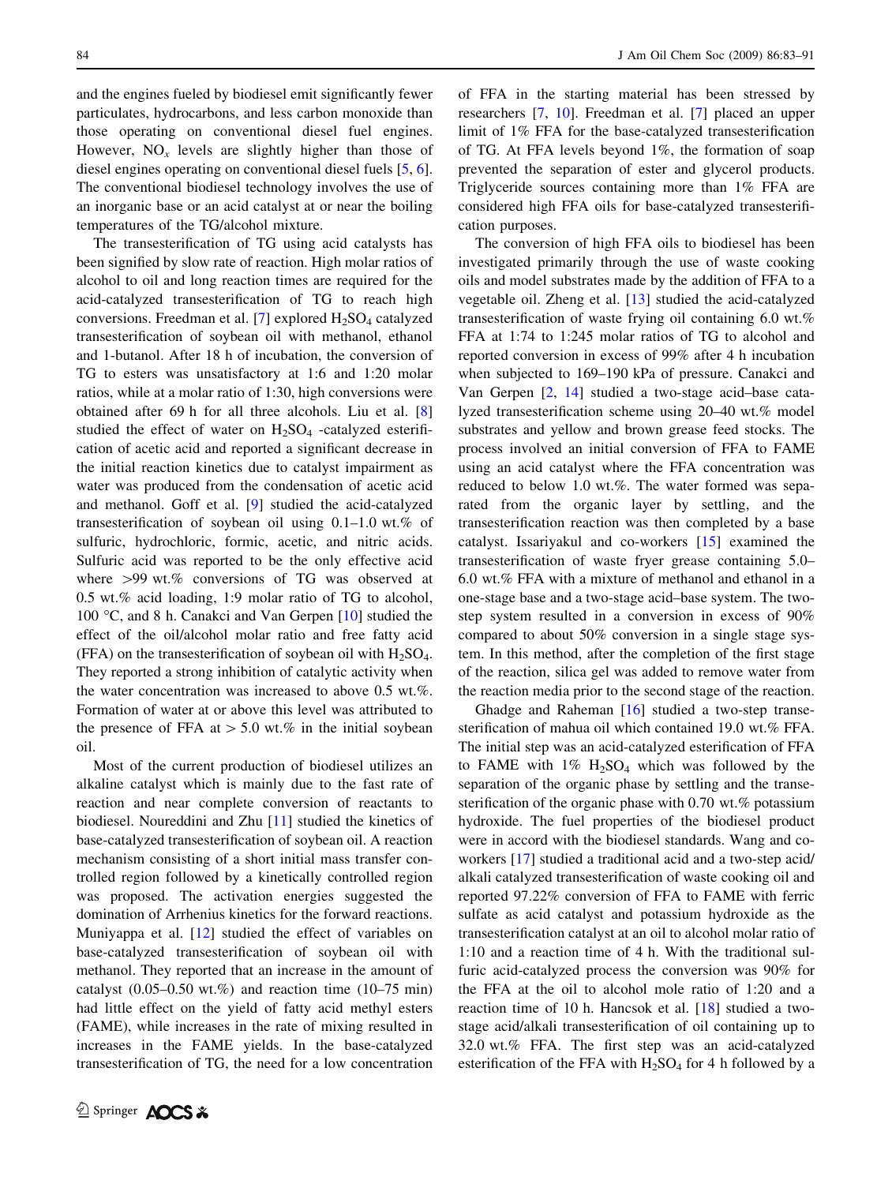and the engines fueled by biodiesel emit significantly fewer particulates, hydrocarbons, and less carbon monoxide than those operating on conventional diesel fuel engines. However, $NO_x$ levels are slightly higher than those of diesel engines operating on conventional diesel fuels [5, 6]. The conventional biodiesel technology involves the use of an inorganic base or an acid catalyst at or near the boiling temperatures of the TG/alcohol mixture.

The transesterification of TG using acid catalysts has been signified by slow rate of reaction. High molar ratios of alcohol to oil and long reaction times are required for the acid-catalyzed transesterification of TG to reach high conversions. Freedman et al. [7] explored $H_2SO_4$ catalyzed transesterification of soybean oil with methanol, ethanol and 1-butanol. After 18 h of incubation, the conversion of TG to esters was unsatisfactory at 1:6 and 1:20 molar ratios, while at a molar ratio of 1:30, high conversions were obtained after 69 h for all three alcohols. Liu et al. [8] studied the effect of water on $H_2SO_4$ -catalyzed esterification of acetic acid and reported a significant decrease in the initial reaction kinetics due to catalyst impairment as water was produced from the condensation of acetic acid and methanol. Goff et al. [9] studied the acid-catalyzed transesterification of soybean oil using 0.1–1.0 wt.% of sulfuric, hydrochloric, formic, acetic, and nitric acids. Sulfuric acid was reported to be the only effective acid where >99 wt.% conversions of TG was observed at 0.5 wt.% acid loading, 1:9 molar ratio of TG to alcohol, 100 °C, and 8 h. Canakci and Van Gerpen [10] studied the effect of the oil/alcohol molar ratio and free fatty acid (FFA) on the transesterification of soybean oil with $H_2SO_4$. They reported a strong inhibition of catalytic activity when the water concentration was increased to above 0.5 wt.%. Formation of water at or above this level was attributed to the presence of FFA at > 5.0 wt.% in the initial soybean oil.

Most of the current production of biodiesel utilizes an alkaline catalyst which is mainly due to the fast rate of reaction and near complete conversion of reactants to biodiesel. Noureddini and Zhu [11] studied the kinetics of base-catalyzed transesterification of soybean oil. A reaction mechanism consisting of a short initial mass transfer controlled region followed by a kinetically controlled region was proposed. The activation energies suggested the domination of Arrhenius kinetics for the forward reactions. Muniyappa et al. [12] studied the effect of variables on base-catalyzed transesterification of soybean oil with methanol. They reported that an increase in the amount of catalyst (0.05–0.50 wt.%) and reaction time (10–75 min) had little effect on the yield of fatty acid methyl esters (FAME), while increases in the rate of mixing resulted in increases in the FAME yields. In the base-catalyzed transesterification of TG, the need for a low concentration of FFA in the starting material has been stressed by researchers [7, 10]. Freedman et al. [7] placed an upper limit of 1% FFA for the base-catalyzed transesterification of TG. At FFA levels beyond 1%, the formation of soap prevented the separation of ester and glycerol products. Triglyceride sources containing more than 1% FFA are considered high FFA oils for base-catalyzed transesterification purposes.

The conversion of high FFA oils to biodiesel has been investigated primarily through the use of waste cooking oils and model substrates made by the addition of FFA to a vegetable oil. Zheng et al. [13] studied the acid-catalyzed transesterification of waste frying oil containing 6.0 wt.% FFA at 1:74 to 1:245 molar ratios of TG to alcohol and reported conversion in excess of 99% after 4 h incubation when subjected to 169–190 kPa of pressure. Canakci and Van Gerpen [2, 14] studied a two-stage acid–base catalyzed transesterification scheme using 20–40 wt.% model substrates and yellow and brown grease feed stocks. The process involved an initial conversion of FFA to FAME using an acid catalyst where the FFA concentration was reduced to below 1.0 wt.%. The water formed was separated from the organic layer by settling, and the transesterification reaction was then completed by a base catalyst. Issariyakul and co-workers [15] examined the transesterification of waste fryer grease containing 5.0–6.0 wt.% FFA with a mixture of methanol and ethanol in a one-stage base and a two-stage acid–base system. The two-step system resulted in a conversion in excess of 90% compared to about 50% conversion in a single stage system. In this method, after the completion of the first stage of the reaction, silica gel was added to remove water from the reaction media prior to the second stage of the reaction.

Ghadge and Raheman [16] studied a two-step transesterification of mahua oil which contained 19.0 wt.% FFA. The initial step was an acid-catalyzed esterification of FFA to FAME with 1% $H_2SO_4$ which was followed by the separation of the organic phase by settling and the transesterification of the organic phase with 0.70 wt.% potassium hydroxide. The fuel properties of the biodiesel product were in accord with the biodiesel standards. Wang and co-workers [17] studied a traditional acid and a two-step acid/alkali catalyzed transesterification of waste cooking oil and reported 97.22% conversion of FFA to FAME with ferric sulfate as acid catalyst and potassium hydroxide as the transesterification catalyst at an oil to alcohol molar ratio of 1:10 and a reaction time of 4 h. With the traditional sulfuric acid-catalyzed process the conversion was 90% for the FFA at the oil to alcohol mole ratio of 1:20 and a reaction time of 10 h. Hancsok et al. [18] studied a two-stage acid/alkali transesterification of oil containing up to 32.0 wt.% FFA. The first step was an acid-catalyzed esterification of the FFA with $H_2SO_4$ for 4 h followed by a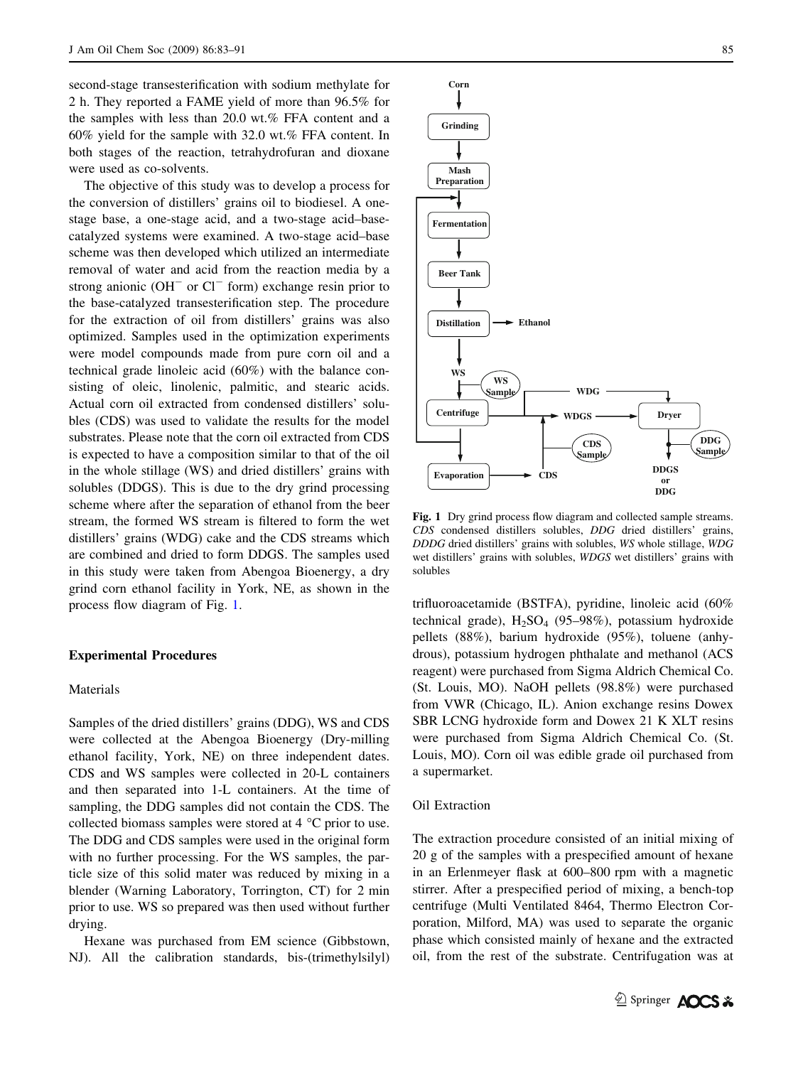second-stage transesterification with sodium methylate for 2 h. They reported a FAME yield of more than 96.5% for the samples with less than 20.0 wt.% FFA content and a 60% yield for the sample with 32.0 wt.% FFA content. In both stages of the reaction, tetrahydrofuran and dioxane were used as co-solvents.

The objective of this study was to develop a process for the conversion of distillers' grains oil to biodiesel. A one-stage base, a one-stage acid, and a two-stage acid–base-catalyzed systems were examined. A two-stage acid–base scheme was then developed which utilized an intermediate removal of water and acid from the reaction media by a strong anionic ($OH^-$ or $Cl^-$ form) exchange resin prior to the base-catalyzed transesterification step. The procedure for the extraction of oil from distillers' grains was also optimized. Samples used in the optimization experiments were model compounds made from pure corn oil and a technical grade linoleic acid (60%) with the balance consisting of oleic, linolenic, palmitic, and stearic acids. Actual corn oil extracted from condensed distillers' solubles (CDS) was used to validate the results for the model substrates. Please note that the corn oil extracted from CDS is expected to have a composition similar to that of the oil in the whole stillage (WS) and dried distillers' grains with solubles (DDGS). This is due to the dry grind processing scheme where after the separation of ethanol from the beer stream, the formed WS stream is filtered to form the wet distillers' grains (WDG) cake and the CDS streams which are combined and dried to form DDGS. The samples used in this study were taken from Abengoa Bioenergy, a dry grind corn ethanol facility in York, NE, as shown in the process flow diagram of Fig. 1.

Fig. 1 Dry grind process flow diagram and collected sample streams. *CDS* condensed distillers solubles, *DDG* dried distillers' grains, *DDDG* dried distillers' grains with solubles, *WS* whole stillage, *WDG* wet distillers' grains with solubles, *WDGS* wet distillers' grains with solubles

## Experimental Procedures

### Materials

Samples of the dried distillers' grains (DDG), WS and CDS were collected at the Abengoa Bioenergy (Dry-milling ethanol facility, York, NE) on three independent dates. CDS and WS samples were collected in 20-L containers and then separated into 1-L containers. At the time of sampling, the DDG samples did not contain the CDS. The collected biomass samples were stored at 4 °C prior to use. The DDG and CDS samples were used in the original form with no further processing. For the WS samples, the particle size of this solid mater was reduced by mixing in a blender (Warning Laboratory, Torrington, CT) for 2 min prior to use. WS so prepared was then used without further drying.

Hexane was purchased from EM science (Gibbstown, NJ). All the calibration standards, bis-(trimethylsilyl) trifluoroacetamide (BSTFA), pyridine, linoleic acid (60% technical grade), $H_2SO_4$ (95–98%), potassium hydroxide pellets (88%), barium hydroxide (95%), toluene (anhydrous), potassium hydrogen phthalate and methanol (ACS reagent) were purchased from Sigma Aldrich Chemical Co. (St. Louis, MO). NaOH pellets (98.8%) were purchased from VWR (Chicago, IL). Anion exchange resins Dowex SBR LCNG hydroxide form and Dowex 21 K XLT resins were purchased from Sigma Aldrich Chemical Co. (St. Louis, MO). Corn oil was edible grade oil purchased from a supermarket.

### Oil Extraction

The extraction procedure consisted of an initial mixing of 20 g of the samples with a prespecified amount of hexane in an Erlenmeyer flask at 600–800 rpm with a magnetic stirrer. After a prespecified period of mixing, a bench-top centrifuge (Multi Ventilated 8464, Thermo Electron Corporation, Milford, MA) was used to separate the organic phase which consisted mainly of hexane and the extracted oil, from the rest of the substrate. Centrifugation was at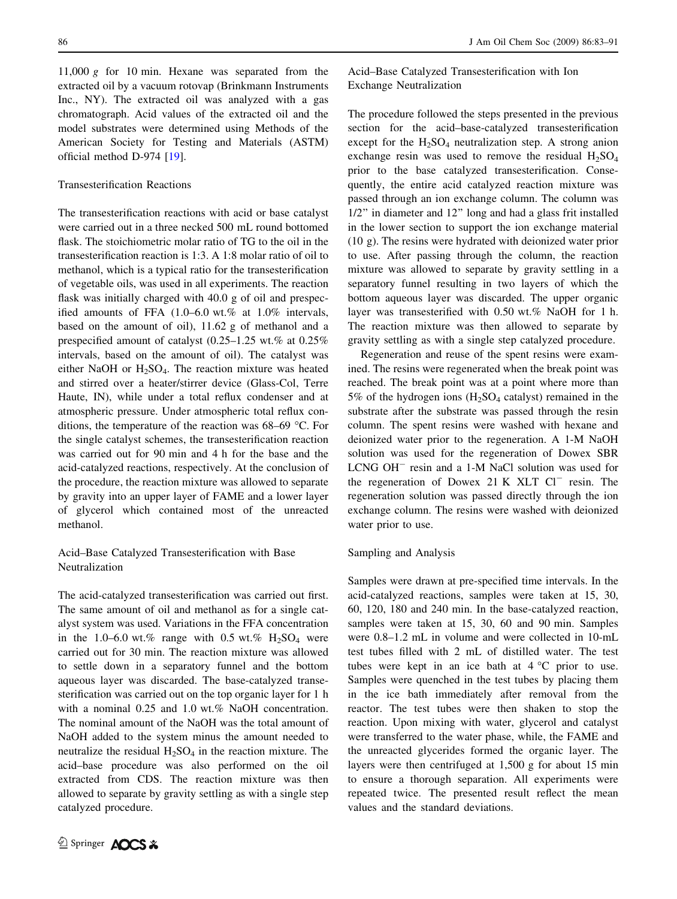11,000 *g* for 10 min. Hexane was separated from the extracted oil by a vacuum rotovap (Brinkmann Instruments Inc., NY). The extracted oil was analyzed with a gas chromatograph. Acid values of the extracted oil and the model substrates were determined using Methods of the American Society for Testing and Materials (ASTM) official method D-974 [19].

### Transesterification Reactions

The transesterification reactions with acid or base catalyst were carried out in a three necked 500 mL round bottomed flask. The stoichiometric molar ratio of TG to the oil in the transesterification reaction is 1:3. A 1:8 molar ratio of oil to methanol, which is a typical ratio for the transesterification of vegetable oils, was used in all experiments. The reaction flask was initially charged with 40.0 g of oil and prespecified amounts of FFA (1.0–6.0 wt.% at 1.0% intervals, based on the amount of oil), 11.62 g of methanol and a prespecified amount of catalyst (0.25–1.25 wt.% at 0.25% intervals, based on the amount of oil). The catalyst was either NaOH or $H_2SO_4$. The reaction mixture was heated and stirred over a heater/stirrer device (Glass-Col, Terre Haute, IN), while under a total reflux condenser and at atmospheric pressure. Under atmospheric total reflux conditions, the temperature of the reaction was 68–69 °C. For the single catalyst schemes, the transesterification reaction was carried out for 90 min and 4 h for the base and the acid-catalyzed reactions, respectively. At the conclusion of the procedure, the reaction mixture was allowed to separate by gravity into an upper layer of FAME and a lower layer of glycerol which contained most of the unreacted methanol.

### Acid–Base Catalyzed Transesterification with Base Neutralization

The acid-catalyzed transesterification was carried out first. The same amount of oil and methanol as for a single catalyst system was used. Variations in the FFA concentration in the 1.0–6.0 wt.% range with 0.5 wt.% $H_2SO_4$ were carried out for 30 min. The reaction mixture was allowed to settle down in a separatory funnel and the bottom aqueous layer was discarded. The base-catalyzed transesterification was carried out on the top organic layer for 1 h with a nominal 0.25 and 1.0 wt.% NaOH concentration. The nominal amount of the NaOH was the total amount of NaOH added to the system minus the amount needed to neutralize the residual $H_2SO_4$ in the reaction mixture. The acid–base procedure was also performed on the oil extracted from CDS. The reaction mixture was then allowed to separate by gravity settling as with a single step catalyzed procedure.

### Acid–Base Catalyzed Transesterification with Ion Exchange Neutralization

The procedure followed the steps presented in the previous section for the acid–base-catalyzed transesterification except for the $H_2SO_4$ neutralization step. A strong anion exchange resin was used to remove the residual $H_2SO_4$ prior to the base catalyzed transesterification. Consequently, the entire acid catalyzed reaction mixture was passed through an ion exchange column. The column was 1/2" in diameter and 12" long and had a glass frit installed in the lower section to support the ion exchange material (10 g). The resins were hydrated with deionized water prior to use. After passing through the column, the reaction mixture was allowed to separate by gravity settling in a separatory funnel resulting in two layers of which the bottom aqueous layer was discarded. The upper organic layer was transesterified with 0.50 wt.% NaOH for 1 h. The reaction mixture was then allowed to separate by gravity settling as with a single step catalyzed procedure.

Regeneration and reuse of the spent resins were examined. The resins were regenerated when the break point was reached. The break point was at a point where more than 5% of the hydrogen ions ($H_2SO_4$ catalyst) remained in the substrate after the substrate was passed through the resin column. The spent resins were washed with hexane and deionized water prior to the regeneration. A 1-M NaOH solution was used for the regeneration of Dowex SBR LCNG $OH^-$ resin and a 1-M NaCl solution was used for the regeneration of Dowex 21 K XLT $Cl^-$ resin. The regeneration solution was passed directly through the ion exchange column. The resins were washed with deionized water prior to use.

### Sampling and Analysis

Samples were drawn at pre-specified time intervals. In the acid-catalyzed reactions, samples were taken at 15, 30, 60, 120, 180 and 240 min. In the base-catalyzed reaction, samples were taken at 15, 30, 60 and 90 min. Samples were 0.8–1.2 mL in volume and were collected in 10-mL test tubes filled with 2 mL of distilled water. The test tubes were kept in an ice bath at 4 °C prior to use. Samples were quenched in the test tubes by placing them in the ice bath immediately after removal from the reactor. The test tubes were then shaken to stop the reaction. Upon mixing with water, glycerol and catalyst were transferred to the water phase, while, the FAME and the unreacted glycerides formed the organic layer. The layers were then centrifuged at 1,500 g for about 15 min to ensure a thorough separation. All experiments were repeated twice. The presented result reflect the mean values and the standard deviations.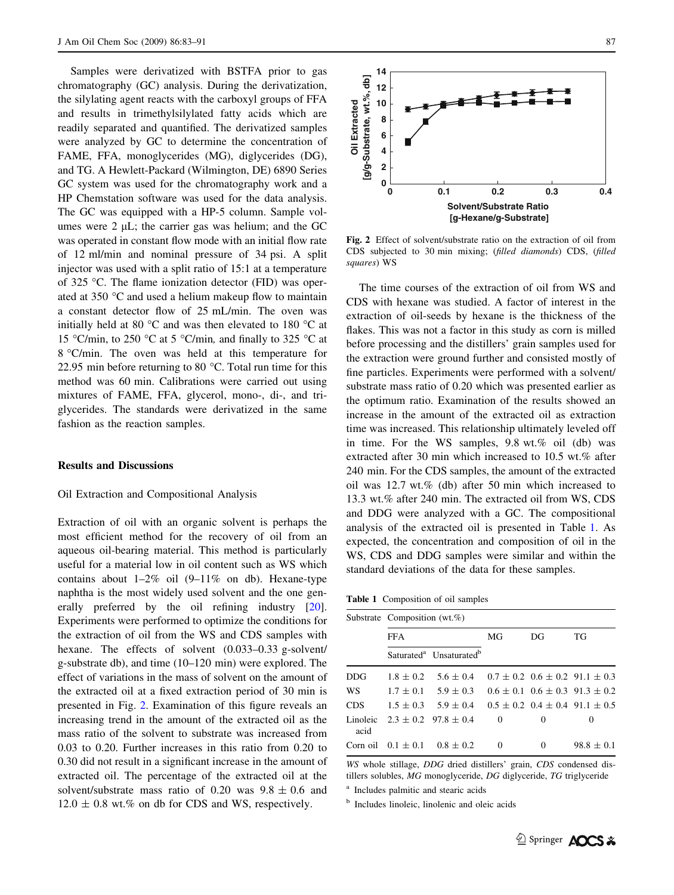Samples were derivatized with BSTFA prior to gas chromatography (GC) analysis. During the derivatization, the silylating agent reacts with the carboxyl groups of FFA and results in trimethylsilylated fatty acids which are readily separated and quantified. The derivatized samples were analyzed by GC to determine the concentration of FAME, FFA, monoglycerides (MG), diglycerides (DG), and TG. A Hewlett-Packard (Wilmington, DE) 6890 Series GC system was used for the chromatography work and a HP Chemstation software was used for the data analysis. The GC was equipped with a HP-5 column. Sample volumes were 2 μL; the carrier gas was helium; and the GC was operated in constant flow mode with an initial flow rate of 12 ml/min and nominal pressure of 34 psi. A split injector was used with a split ratio of 15:1 at a temperature of 325 °C. The flame ionization detector (FID) was operated at 350 °C and used a helium makeup flow to maintain a constant detector flow of 25 mL/min. The oven was initially held at 80 °C and was then elevated to 180 °C at 15 °C/min, to 250 °C at 5 °C/min, and finally to 325 °C at 8 °C/min. The oven was held at this temperature for 22.95 min before returning to 80 °C. Total run time for this method was 60 min. Calibrations were carried out using mixtures of FAME, FFA, glycerol, mono-, di-, and triglycerides. The standards were derivatized in the same fashion as the reaction samples.

## Results and Discussions

### Oil Extraction and Compositional Analysis

Extraction of oil with an organic solvent is perhaps the most efficient method for the recovery of oil from an aqueous oil-bearing material. This method is particularly useful for a material low in oil content such as WS which contains about 1–2% oil (9–11% on db). Hexane-type naphtha is the most widely used solvent and the one generally preferred by the oil refining industry [20]. Experiments were performed to optimize the conditions for the extraction of oil from the WS and CDS samples with hexane. The effects of solvent (0.033–0.33 g-solvent/g-substrate db), and time (10–120 min) were explored. The effect of variations in the mass of solvent on the amount of the extracted oil at a fixed extraction period of 30 min is presented in Fig. 2. Examination of this figure reveals an increasing trend in the amount of the extracted oil as the mass ratio of the solvent to substrate was increased from 0.03 to 0.20. Further increases in this ratio from 0.20 to 0.30 did not result in a significant increase in the amount of extracted oil. The percentage of the extracted oil at the solvent/substrate mass ratio of 0.20 was 9.8 ± 0.6 and 12.0 ± 0.8 wt.% on db for CDS and WS, respectively.

Fig. 2 Effect of solvent/substrate ratio on the extraction of oil from CDS subjected to 30 min mixing; (*filled diamonds*) CDS, (*filled squares*) WS

The time courses of the extraction of oil from WS and CDS with hexane was studied. A factor of interest in the extraction of oil-seeds by hexane is the thickness of the flakes. This was not a factor in this study as corn is milled before processing and the distillers' grain samples used for the extraction were ground further and consisted mostly of fine particles. Experiments were performed with a solvent/substrate mass ratio of 0.20 which was presented earlier as the optimum ratio. Examination of the results showed an increase in the amount of the extracted oil as extraction time was increased. This relationship ultimately leveled off in time. For the WS samples, 9.8 wt.% oil (db) was extracted after 30 min which increased to 10.5 wt.% after 240 min. For the CDS samples, the amount of the extracted oil was 12.7 wt.% (db) after 50 min which increased to 13.3 wt.% after 240 min. The extracted oil from WS, CDS and DDG were analyzed with a GC. The compositional analysis of the extracted oil is presented in Table 1. As expected, the concentration and composition of oil in the WS, CDS and DDG samples were similar and within the standard deviations of the data for these samples.

**Table 1** Composition of oil samples

| Substrate | Composition (wt.%) | | | | |
|---|---|---|---|---|---|
| | FFA | | MG | DG | TG |
| | Saturated[a] | Unsaturated[b] | | | |
| DDG | 1.8 ± 0.2 | 5.6 ± 0.4 | 0.7 ± 0.2 | 0.6 ± 0.2 | 91.1 ± 0.3 |
| WS | 1.7 ± 0.1 | 5.9 ± 0.3 | 0.6 ± 0.1 | 0.6 ± 0.3 | 91.3 ± 0.2 |
| CDS | 1.5 ± 0.3 | 5.9 ± 0.4 | 0.5 ± 0.2 | 0.4 ± 0.4 | 91.1 ± 0.5 |
| Linoleic acid | 2.3 ± 0.2 | 97.8 ± 0.4 | 0 | 0 | 0 |
| Corn oil | 0.1 ± 0.1 | 0.8 ± 0.2 | 0 | 0 | 98.8 ± 0.1 |

*WS* whole stillage, *DDG* dried distillers' grain, *CDS* condensed distillers solubles, *MG* monoglyceride, *DG* diglyceride, *TG* triglyceride

[a] Includes palmitic and stearic acids

[b] Includes linoleic, linolenic and oleic acids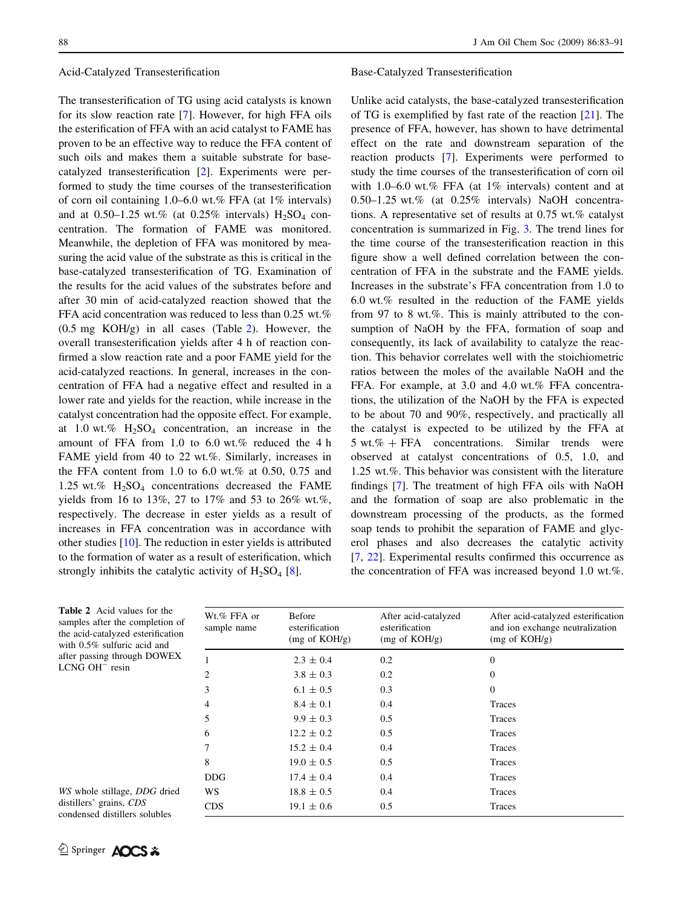### Acid-Catalyzed Transesterification

The transesterification of TG using acid catalysts is known for its slow reaction rate [7]. However, for high FFA oils the esterification of FFA with an acid catalyst to FAME has proven to be an effective way to reduce the FFA content of such oils and makes them a suitable substrate for base-catalyzed transesterification [2]. Experiments were performed to study the time courses of the transesterification of corn oil containing 1.0–6.0 wt.% FFA (at 1% intervals) and at 0.50–1.25 wt.% (at 0.25% intervals) $H_2SO_4$ concentration. The formation of FAME was monitored. Meanwhile, the depletion of FFA was monitored by measuring the acid value of the substrate as this is critical in the base-catalyzed transesterification of TG. Examination of the results for the acid values of the substrates before and after 30 min of acid-catalyzed reaction showed that the FFA acid concentration was reduced to less than 0.25 wt.% (0.5 mg KOH/g) in all cases (Table 2). However, the overall transesterification yields after 4 h of reaction confirmed a slow reaction rate and a poor FAME yield for the acid-catalyzed reactions. In general, increases in the concentration of FFA had a negative effect and resulted in a lower rate and yields for the reaction, while increase in the catalyst concentration had the opposite effect. For example, at 1.0 wt.% $H_2SO_4$ concentration, an increase in the amount of FFA from 1.0 to 6.0 wt.% reduced the 4 h FAME yield from 40 to 22 wt.%. Similarly, increases in the FFA content from 1.0 to 6.0 wt.% at 0.50, 0.75 and 1.25 wt.% $H_2SO_4$ concentrations decreased the FAME yields from 16 to 13%, 27 to 17% and 53 to 26% wt.%, respectively. The decrease in ester yields as a result of increases in FFA concentration was in accordance with other studies [10]. The reduction in ester yields is attributed to the formation of water as a result of esterification, which strongly inhibits the catalytic activity of $H_2SO_4$ [8].

### Base-Catalyzed Transesterification

Unlike acid catalysts, the base-catalyzed transesterification of TG is exemplified by fast rate of the reaction [21]. The presence of FFA, however, has shown to have detrimental effect on the rate and downstream separation of the reaction products [7]. Experiments were performed to study the time courses of the transesterification of corn oil with 1.0–6.0 wt.% FFA (at 1% intervals) content and at 0.50–1.25 wt.% (at 0.25% intervals) NaOH concentrations. A representative set of results at 0.75 wt.% catalyst concentration is summarized in Fig. 3. The trend lines for the time course of the transesterification reaction in this figure show a well defined correlation between the concentration of FFA in the substrate and the FAME yields. Increases in the substrate's FFA concentration from 1.0 to 6.0 wt.% resulted in the reduction of the FAME yields from 97 to 8 wt.%. This is mainly attributed to the consumption of NaOH by the FFA, formation of soap and consequently, its lack of availability to catalyze the reaction. This behavior correlates well with the stoichiometric ratios between the moles of the available NaOH and the FFA. For example, at 3.0 and 4.0 wt.% FFA concentrations, the utilization of the NaOH by the FFA is expected to be about 70 and 90%, respectively, and practically all the catalyst is expected to be utilized by the FFA at 5 wt.% + FFA concentrations. Similar trends were observed at catalyst concentrations of 0.5, 1.0, and 1.25 wt.%. This behavior was consistent with the literature findings [7]. The treatment of high FFA oils with NaOH and the formation of soap are also problematic in the downstream processing of the products, as the formed soap tends to prohibit the separation of FAME and glycerol phases and also decreases the catalytic activity [7, 22]. Experimental results confirmed this occurrence as the concentration of FFA was increased beyond 1.0 wt.%.

**Table 2** Acid values for the samples after the completion of the acid-catalyzed esterification with 0.5% sulfuric acid and after passing through DOWEX LCNG $OH^-$ resin

| Wt.% FFA or sample name | Before esterification (mg of KOH/g) | After acid-catalyzed esterification (mg of KOH/g) | After acid-catalyzed esterification and ion exchange neutralization (mg of KOH/g) |
|---|---|---|---|
| 1 | 2.3 ± 0.4 | 0.2 | 0 |
| 2 | 3.8 ± 0.3 | 0.2 | 0 |
| 3 | 6.1 ± 0.5 | 0.3 | 0 |
| 4 | 8.4 ± 0.1 | 0.4 | Traces |
| 5 | 9.9 ± 0.3 | 0.5 | Traces |
| 6 | 12.2 ± 0.2 | 0.5 | Traces |
| 7 | 15.2 ± 0.4 | 0.4 | Traces |
| 8 | 19.0 ± 0.5 | 0.5 | Traces |
| DDG | 17.4 ± 0.4 | 0.4 | Traces |
| WS | 18.8 ± 0.5 | 0.4 | Traces |
| CDS | 19.1 ± 0.6 | 0.5 | Traces |

*WS* whole stillage, *DDG* dried distillers' grains, *CDS* condensed distillers solubles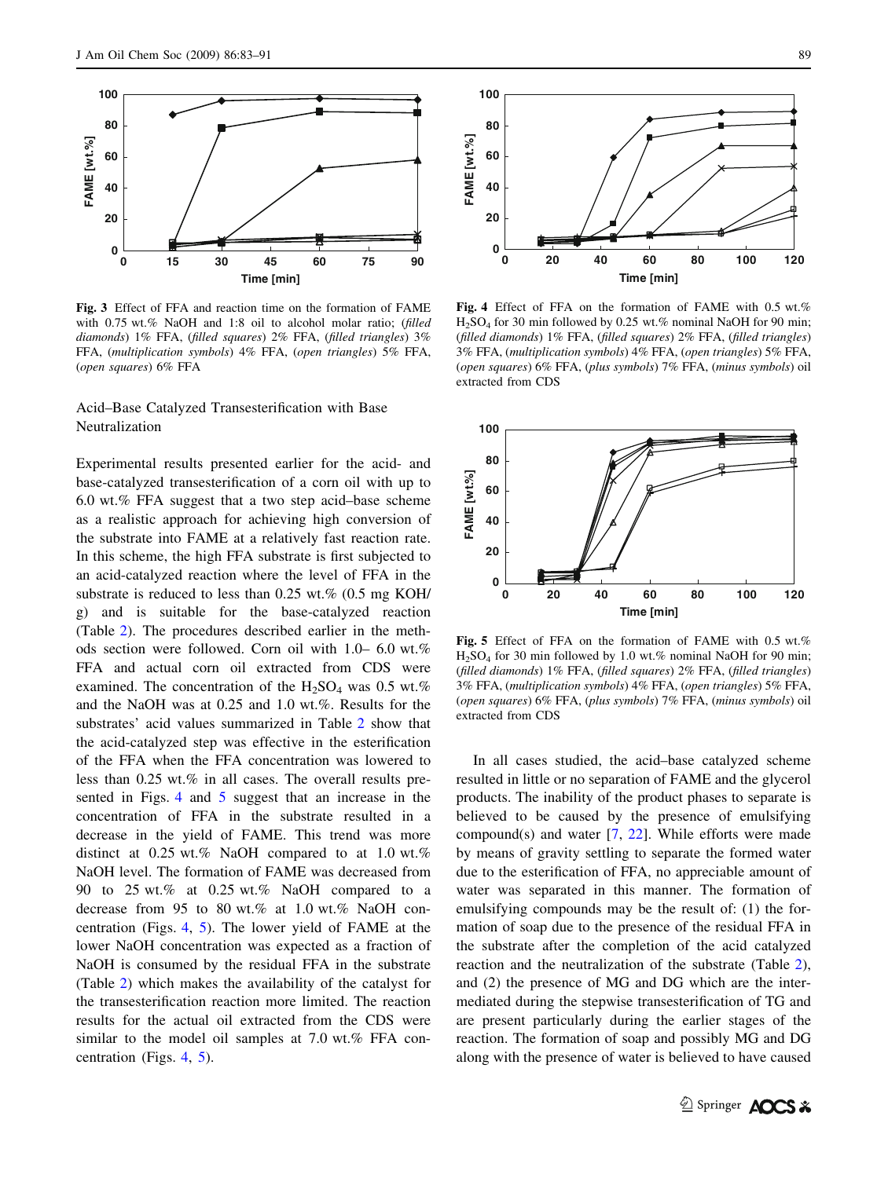Fig. 3 Effect of FFA and reaction time on the formation of FAME with 0.75 wt.% NaOH and 1:8 oil to alcohol molar ratio; (*filled diamonds*) 1% FFA, (*filled squares*) 2% FFA, (*filled triangles*) 3% FFA, (*multiplication symbols*) 4% FFA, (*open triangles*) 5% FFA, (*open squares*) 6% FFA

Fig. 4 Effect of FFA on the formation of FAME with 0.5 wt.% $H_2SO_4$ for 30 min followed by 0.25 wt.% nominal NaOH for 90 min; (*filled diamonds*) 1% FFA, (*filled squares*) 2% FFA, (*filled triangles*) 3% FFA, (*multiplication symbols*) 4% FFA, (*open triangles*) 5% FFA, (*open squares*) 6% FFA, (*plus symbols*) 7% FFA, (*minus symbols*) oil extracted from CDS

### Acid–Base Catalyzed Transesterification with Base Neutralization

Experimental results presented earlier for the acid- and base-catalyzed transesterification of a corn oil with up to 6.0 wt.% FFA suggest that a two step acid–base scheme as a realistic approach for achieving high conversion of the substrate into FAME at a relatively fast reaction rate. In this scheme, the high FFA substrate is first subjected to an acid-catalyzed reaction where the level of FFA in the substrate is reduced to less than 0.25 wt.% (0.5 mg KOH/g) and is suitable for the base-catalyzed reaction (Table 2). The procedures described earlier in the methods section were followed. Corn oil with 1.0– 6.0 wt.% FFA and actual corn oil extracted from CDS were examined. The concentration of the $H_2SO_4$ was 0.5 wt.% and the NaOH was at 0.25 and 1.0 wt.%. Results for the substrates' acid values summarized in Table 2 show that the acid-catalyzed step was effective in the esterification of the FFA when the FFA concentration was lowered to less than 0.25 wt.% in all cases. The overall results presented in Figs. 4 and 5 suggest that an increase in the concentration of FFA in the substrate resulted in a decrease in the yield of FAME. This trend was more distinct at 0.25 wt.% NaOH compared to at 1.0 wt.% NaOH level. The formation of FAME was decreased from 90 to 25 wt.% at 0.25 wt.% NaOH compared to a decrease from 95 to 80 wt.% at 1.0 wt.% NaOH concentration (Figs. 4, 5). The lower yield of FAME at the lower NaOH concentration was expected as a fraction of NaOH is consumed by the residual FFA in the substrate (Table 2) which makes the availability of the catalyst for the transesterification reaction more limited. The reaction results for the actual oil extracted from the CDS were similar to the model oil samples at 7.0 wt.% FFA concentration (Figs. 4, 5).

Fig. 5 Effect of FFA on the formation of FAME with 0.5 wt.% $H_2SO_4$ for 30 min followed by 1.0 wt.% nominal NaOH for 90 min; (*filled diamonds*) 1% FFA, (*filled squares*) 2% FFA, (*filled triangles*) 3% FFA, (*multiplication symbols*) 4% FFA, (*open triangles*) 5% FFA, (*open squares*) 6% FFA, (*plus symbols*) 7% FFA, (*minus symbols*) oil extracted from CDS

In all cases studied, the acid–base catalyzed scheme resulted in little or no separation of FAME and the glycerol products. The inability of the product phases to separate is believed to be caused by the presence of emulsifying compound(s) and water [7, 22]. While efforts were made by means of gravity settling to separate the formed water due to the esterification of FFA, no appreciable amount of water was separated in this manner. The formation of emulsifying compounds may be the result of: (1) the formation of soap due to the presence of the residual FFA in the substrate after the completion of the acid catalyzed reaction and the neutralization of the substrate (Table 2), and (2) the presence of MG and DG which are the intermediated during the stepwise transesterification of TG and are present particularly during the earlier stages of the reaction. The formation of soap and possibly MG and DG along with the presence of water is believed to have caused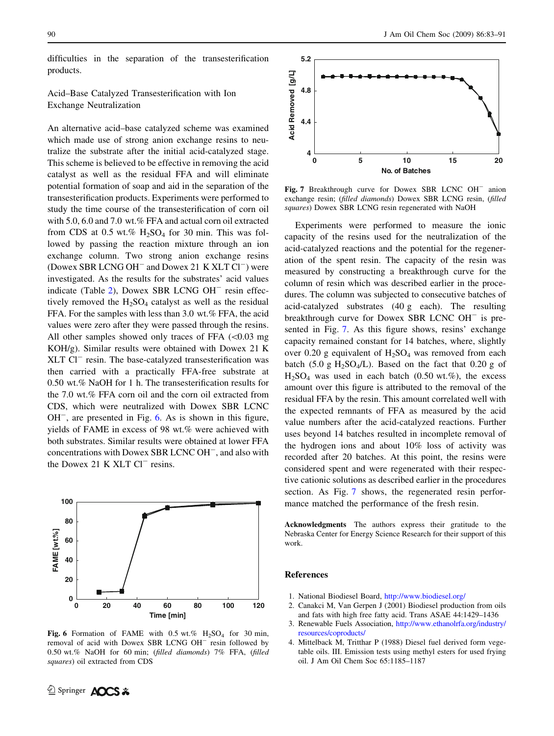difficulties in the separation of the transesterification products.

## Acid–Base Catalyzed Transesterification with Ion Exchange Neutralization

An alternative acid–base catalyzed scheme was examined which made use of strong anion exchange resins to neutralize the substrate after the initial acid-catalyzed stage. This scheme is believed to be effective in removing the acid catalyst as well as the residual FFA and will eliminate potential formation of soap and aid in the separation of the transesterification products. Experiments were performed to study the time course of the transesterification of corn oil with 5.0, 6.0 and 7.0 wt.% FFA and actual corn oil extracted from CDS at 0.5 wt.% $H_2SO_4$ for 30 min. This was followed by passing the reaction mixture through an ion exchange column. Two strong anion exchange resins (Dowex SBR LCNG $OH^-$ and Dowex 21 K XLT $Cl^-$) were investigated. As the results for the substrates' acid values indicate (Table 2), Dowex SBR LCNG $OH^-$ resin effectively removed the $H_2SO_4$ catalyst as well as the residual FFA. For the samples with less than 3.0 wt.% FFA, the acid values were zero after they were passed through the resins. All other samples showed only traces of FFA (<0.03 mg KOH/g). Similar results were obtained with Dowex 21 K XLT $Cl^-$ resin. The base-catalyzed transesterification was then carried with a practically FFA-free substrate at 0.50 wt.% NaOH for 1 h. The transesterification results for the 7.0 wt.% FFA corn oil and the corn oil extracted from CDS, which were neutralized with Dowex SBR LCNC $OH^-$, are presented in Fig. 6. As is shown in this figure, yields of FAME in excess of 98 wt.% were achieved with both substrates. Similar results were obtained at lower FFA concentrations with Dowex SBR LCNC $OH^-$, and also with the Dowex 21 K XLT $Cl^-$ resins.

**Fig. 6** Formation of FAME with 0.5 wt.% $H_2SO_4$ for 30 min, removal of acid with Dowex SBR LCNG $OH^-$ resin followed by 0.50 wt.% NaOH for 60 min; (*filled diamonds*) 7% FFA, (*filled squares*) oil extracted from CDS

**Fig. 7** Breakthrough curve for Dowex SBR LCNC $OH^-$ anion exchange resin; (*filled diamonds*) Dowex SBR LCNG resin, (*filled squares*) Dowex SBR LCNG resin regenerated with NaOH

Experiments were performed to measure the ionic capacity of the resins used for the neutralization of the acid-catalyzed reactions and the potential for the regeneration of the spent resin. The capacity of the resin was measured by constructing a breakthrough curve for the column of resin which was described earlier in the procedures. The column was subjected to consecutive batches of acid-catalyzed substrates (40 g each). The resulting breakthrough curve for Dowex SBR LCNC $OH^-$ is presented in Fig. 7. As this figure shows, resins' exchange capacity remained constant for 14 batches, where, slightly over 0.20 g equivalent of $H_2SO_4$ was removed from each batch (5.0 g $H_2SO_4$/L). Based on the fact that 0.20 g of $H_2SO_4$ was used in each batch (0.50 wt.%), the excess amount over this figure is attributed to the removal of the residual FFA by the resin. This amount correlated well with the expected remnants of FFA as measured by the acid value numbers after the acid-catalyzed reactions. Further uses beyond 14 batches resulted in incomplete removal of the hydrogen ions and about 10% loss of activity was recorded after 20 batches. At this point, the resins were considered spent and were regenerated with their respective cationic solutions as described earlier in the procedures section. As Fig. 7 shows, the regenerated resin performance matched the performance of the fresh resin.

**Acknowledgments** The authors express their gratitude to the Nebraska Center for Energy Science Research for their support of this work.

## References

1. National Biodiesel Board, http://www.biodiesel.org/
2. Canakci M, Van Gerpen J (2001) Biodiesel production from oils and fats with high free fatty acid. Trans ASAE 44:1429–1436
3. Renewable Fuels Association, http://www.ethanolrfa.org/industry/resources/coproducts/
4. Mittelback M, Tritthar P (1988) Diesel fuel derived form vegetable oils. III. Emission tests using methyl esters for used frying oil. J Am Oil Chem Soc 65:1185–1187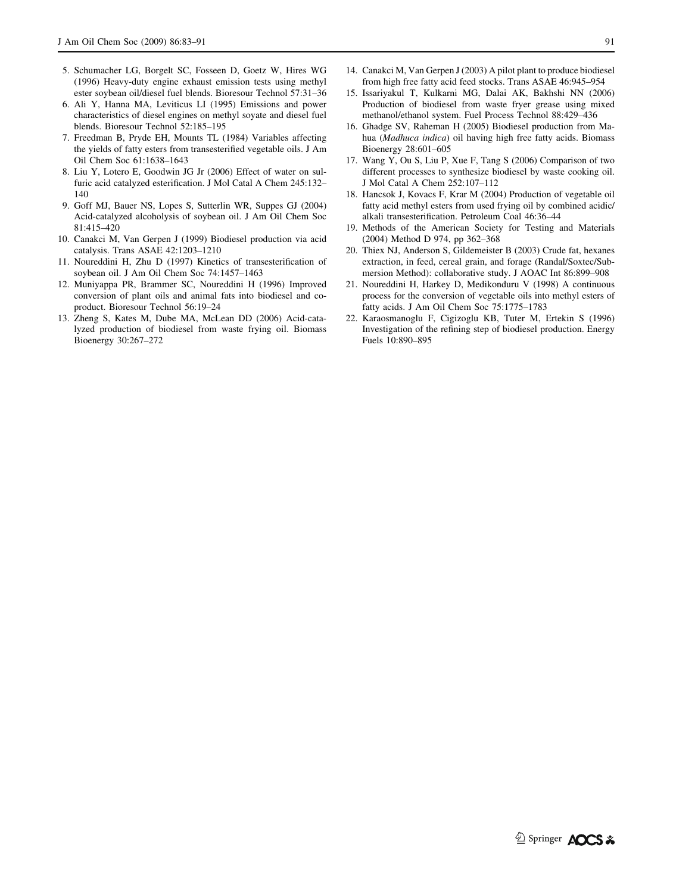5. Schumacher LG, Borgelt SC, Fosseen D, Goetz W, Hires WG (1996) Heavy-duty engine exhaust emission tests using methyl ester soybean oil/diesel fuel blends. Bioresour Technol 57:31–36
6. Ali Y, Hanna MA, Leviticus LI (1995) Emissions and power characteristics of diesel engines on methyl soyate and diesel fuel blends. Bioresour Technol 52:185–195
7. Freedman B, Pryde EH, Mounts TL (1984) Variables affecting the yields of fatty esters from transesterified vegetable oils. J Am Oil Chem Soc 61:1638–1643
8. Liu Y, Lotero E, Goodwin JG Jr (2006) Effect of water on sulfuric acid catalyzed esterification. J Mol Catal A Chem 245:132–140
9. Goff MJ, Bauer NS, Lopes S, Sutterlin WR, Suppes GJ (2004) Acid-catalyzed alcoholysis of soybean oil. J Am Oil Chem Soc 81:415–420
10. Canakci M, Van Gerpen J (1999) Biodiesel production via acid catalysis. Trans ASAE 42:1203–1210
11. Noureddini H, Zhu D (1997) Kinetics of transesterification of soybean oil. J Am Oil Chem Soc 74:1457–1463
12. Muniyappa PR, Brammer SC, Noureddini H (1996) Improved conversion of plant oils and animal fats into biodiesel and co-product. Bioresour Technol 56:19–24
13. Zheng S, Kates M, Dube MA, McLean DD (2006) Acid-catalyzed production of biodiesel from waste frying oil. Biomass Bioenergy 30:267–272
14. Canakci M, Van Gerpen J (2003) A pilot plant to produce biodiesel from high free fatty acid feed stocks. Trans ASAE 46:945–954
15. Issariyakul T, Kulkarni MG, Dalai AK, Bakhshi NN (2006) Production of biodiesel from waste fryer grease using mixed methanol/ethanol system. Fuel Process Technol 88:429–436
16. Ghadge SV, Raheman H (2005) Biodiesel production from Mahua (*Madhuca indica*) oil having high free fatty acids. Biomass Bioenergy 28:601–605
17. Wang Y, Ou S, Liu P, Xue F, Tang S (2006) Comparison of two different processes to synthesize biodiesel by waste cooking oil. J Mol Catal A Chem 252:107–112
18. Hancsok J, Kovacs F, Krar M (2004) Production of vegetable oil fatty acid methyl esters from used frying oil by combined acidic/alkali transesterification. Petroleum Coal 46:36–44
19. Methods of the American Society for Testing and Materials (2004) Method D 974, pp 362–368
20. Thiex NJ, Anderson S, Gildemeister B (2003) Crude fat, hexanes extraction, in feed, cereal grain, and forage (Randal/Soxtec/Submersion Method): collaborative study. J AOAC Int 86:899–908
21. Noureddini H, Harkey D, Medikonduru V (1998) A continuous process for the conversion of vegetable oils into methyl esters of fatty acids. J Am Oil Chem Soc 75:1775–1783
22. Karaosmanoglu F, Cigizoglu KB, Tuter M, Ertekin S (1996) Investigation of the refining step of biodiesel production. Energy Fuels 10:890–895